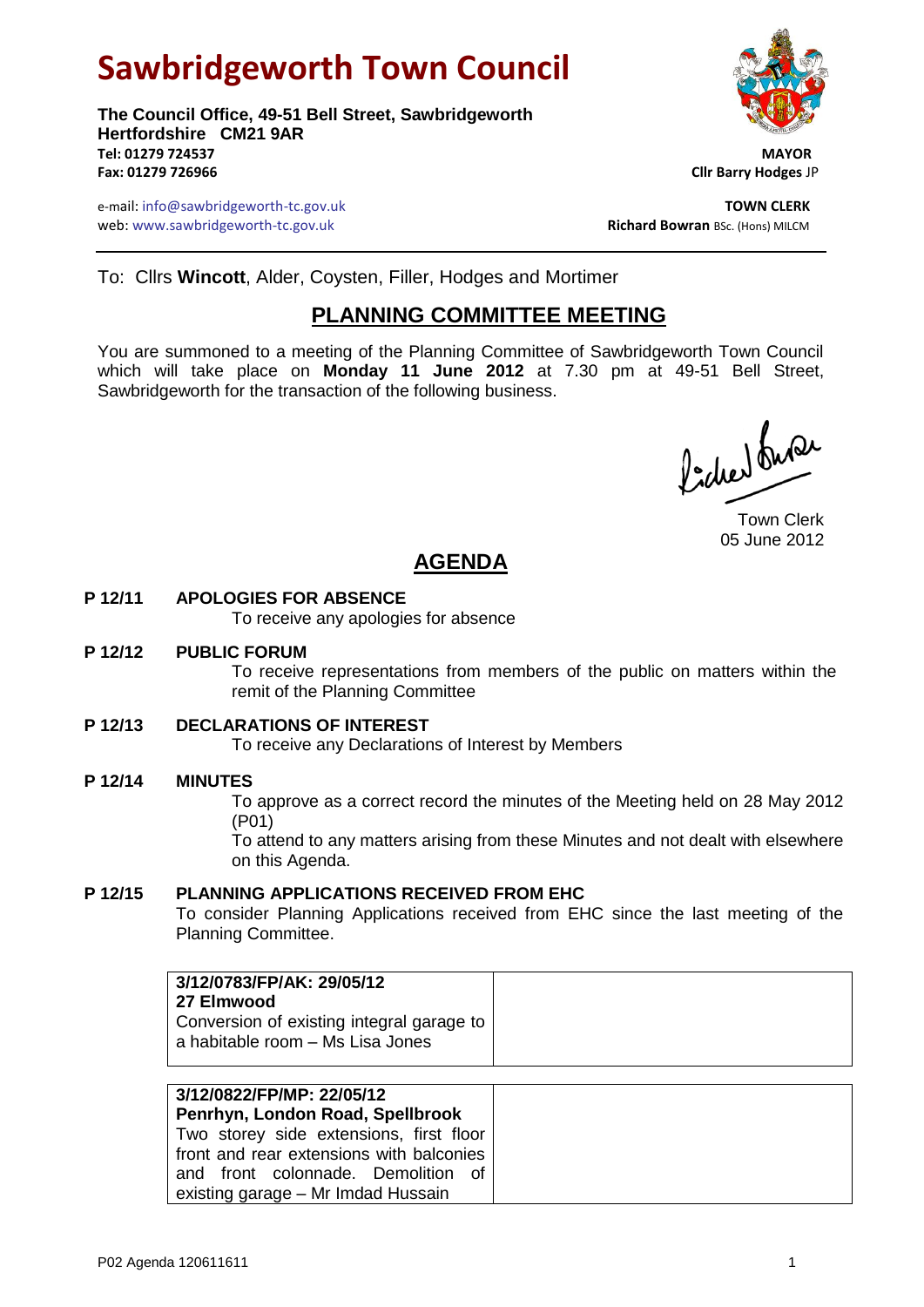# Sawbridgeworth Town Council

**The Council Office, 49-51 Bell Street, Sawbridgeworth**
**Hertfordshire CM21 9AR**
**Tel: 01279 724537**
**Fax: 01279 726966**

e-mail: info@sawbridgeworth-tc.gov.uk
web: www.sawbridgeworth-tc.gov.uk

**MAYOR**
**Cllr Barry Hodges** JP

**TOWN CLERK**
**Richard Bowran** BSc. (Hons) MILCM

To: Cllrs **Wincott**, Alder, Coysten, Filler, Hodges and Mortimer

## PLANNING COMMITTEE MEETING

You are summoned to a meeting of the Planning Committee of Sawbridgeworth Town Council which will take place on **Monday 11 June 2012** at 7.30 pm at 49-51 Bell Street, Sawbridgeworth for the transaction of the following business.

Town Clerk
05 June 2012

## AGENDA

**P 12/11 APOLOGIES FOR ABSENCE**

To receive any apologies for absence

**P 12/12 PUBLIC FORUM**

To receive representations from members of the public on matters within the remit of the Planning Committee

**P 12/13 DECLARATIONS OF INTEREST**

To receive any Declarations of Interest by Members

**P 12/14 MINUTES**

To approve as a correct record the minutes of the Meeting held on 28 May 2012 (P01)

To attend to any matters arising from these Minutes and not dealt with elsewhere on this Agenda.

**P 12/15 PLANNING APPLICATIONS RECEIVED FROM EHC**

To consider Planning Applications received from EHC since the last meeting of the Planning Committee.

| **3/12/0783/FP/AK: 29/05/12**<br>**27 Elmwood**<br>Conversion of existing integral garage to a habitable room – Ms Lisa Jones | |
|---|---|

| **3/12/0822/FP/MP: 22/05/12**<br>**Penrhyn, London Road, Spellbrook**<br>Two storey side extensions, first floor front and rear extensions with balconies and front colonnade. Demolition of existing garage – Mr Imdad Hussain | |
|---|---|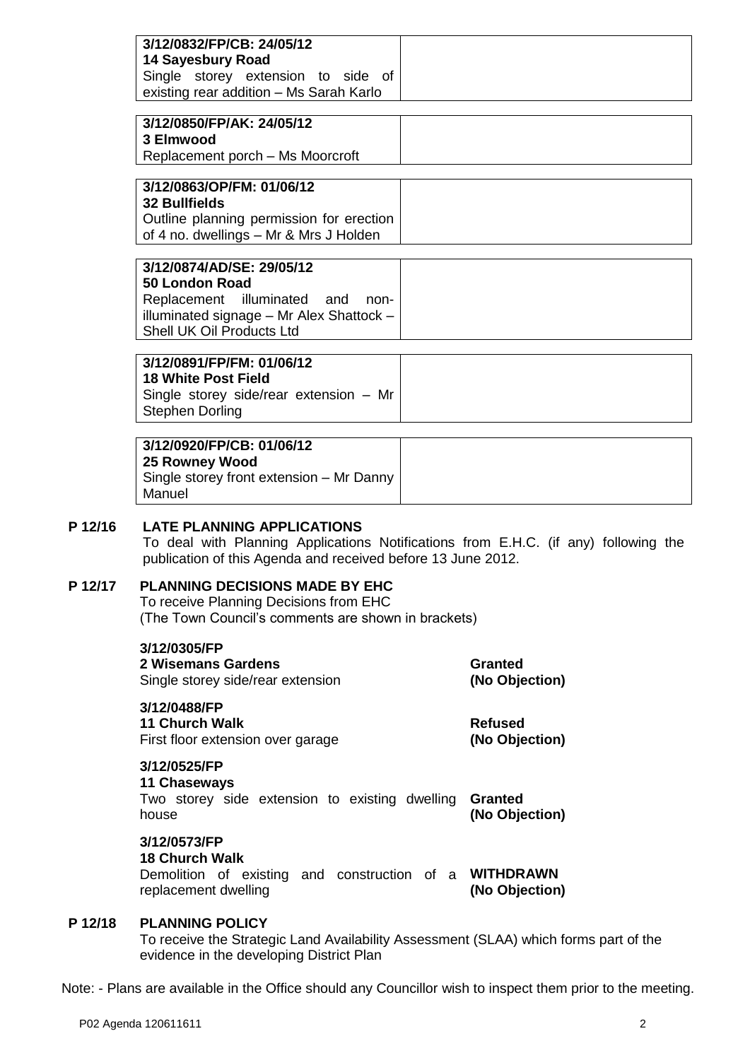| | |
|---|---|
| **3/12/0832/FP/CB: 24/05/12**<br>**14 Sayesbury Road**<br>Single storey extension to side of existing rear addition – Ms Sarah Karlo | |

| | |
|---|---|
| **3/12/0850/FP/AK: 24/05/12**<br>**3 Elmwood**<br>Replacement porch – Ms Moorcroft | |

| | |
|---|---|
| **3/12/0863/OP/FM: 01/06/12**<br>**32 Bullfields**<br>Outline planning permission for erection of 4 no. dwellings – Mr & Mrs J Holden | |

| | |
|---|---|
| **3/12/0874/AD/SE: 29/05/12**<br>**50 London Road**<br>Replacement illuminated and non-illuminated signage – Mr Alex Shattock – Shell UK Oil Products Ltd | |

| | |
|---|---|
| **3/12/0891/FP/FM: 01/06/12**<br>**18 White Post Field**<br>Single storey side/rear extension – Mr Stephen Dorling | |

| | |
|---|---|
| **3/12/0920/FP/CB: 01/06/12**<br>**25 Rowney Wood**<br>Single storey front extension – Mr Danny Manuel | |

**P 12/16 LATE PLANNING APPLICATIONS**

To deal with Planning Applications Notifications from E.H.C. (if any) following the publication of this Agenda and received before 13 June 2012.

**P 12/17 PLANNING DECISIONS MADE BY EHC**

To receive Planning Decisions from EHC
(The Town Council's comments are shown in brackets)

| | |
|---|---|
| **3/12/0305/FP**<br>**2 Wisemans Gardens**<br>Single storey side/rear extension | **Granted**<br>**(No Objection)** |
| **3/12/0488/FP**<br>**11 Church Walk**<br>First floor extension over garage | **Refused**<br>**(No Objection)** |
| **3/12/0525/FP**<br>**11 Chaseways**<br>Two storey side extension to existing dwelling house | **Granted**<br>**(No Objection)** |
| **3/12/0573/FP**<br>**18 Church Walk**<br>Demolition of existing and construction of a replacement dwelling | **WITHDRAWN**<br>**(No Objection)** |

**P 12/18 PLANNING POLICY**

To receive the Strategic Land Availability Assessment (SLAA) which forms part of the evidence in the developing District Plan

Note: - Plans are available in the Office should any Councillor wish to inspect them prior to the meeting.

P02 Agenda 120611611